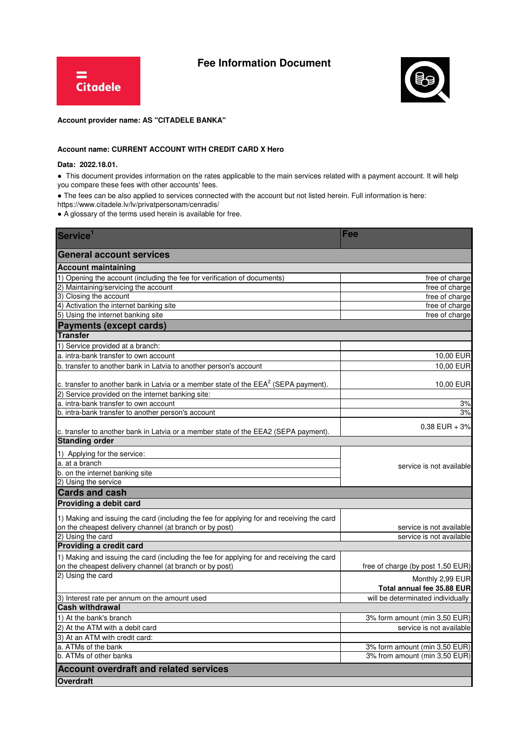# Fee Information Document

Citadele

**Account provider name: AS "CITADELE BANKA"**

**Account name: CURRENT ACCOUNT WITH CREDIT CARD X Hero**

**Data: 2022.18.01.**

- This document provides information on the rates applicable to the main services related with a payment account. It will help you compare these fees with other accounts' fees.
- The fees can be also applied to services connected with the account but not listed herein. Full information is here: https://www.citadele.lv/lv/privatpersonam/cenradis/
- A glossary of the terms used herein is available for free.

| Service[1] | Fee |
|---|---|
| **General account services** | |
| **Account maintaining** | |
| 1) Opening the account (including the fee for verification of documents) | free of charge |
| 2) Maintaining/servicing the account | free of charge |
| 3) Closing the account | free of charge |
| 4) Activation the internet banking site | free of charge |
| 5) Using the internet banking site | free of charge |
| **Payments (except cards)** | |
| **Transfer** | |
| 1) Service provided at a branch: | |
| a. intra-bank transfer to own account | 10,00 EUR |
| b. transfer to another bank in Latvia to another person's account | 10,00 EUR |
| c. transfer to another bank in Latvia or a member state of the EEA[2] (SEPA payment). | 10,00 EUR |
| 2) Service provided on the internet banking site: | |
| a. intra-bank transfer to own account | 3% |
| b. intra-bank transfer to another person's account | 3% |
| c. transfer to another bank in Latvia or a member state of the EEA2 (SEPA payment). | 0,38 EUR + 3% |
| **Standing order** | |
| 1) Applying for the service: | service is not available |
| a. at a branch | |
| b. on the internet banking site | |
| 2) Using the service | |
| **Cards and cash** | |
| **Providing a debit card** | |
| 1) Making and issuing the card (including the fee for applying for and receiving the card on the cheapest delivery channel (at branch or by post) | service is not available |
| 2) Using the card | service is not available |
| **Providing a credit card** | |
| 1) Making and issuing the card (including the fee for applying for and receiving the card on the cheapest delivery channel (at branch or by post) | free of charge (by post 1,50 EUR) |
| 2) Using the card | Monthly 2,99 EUR<br>**Total annual fee 35.88 EUR** |
| 3) Interest rate per annum on the amount used | will be determinated individually |
| **Cash withdrawal** | |
| 1) At the bank's branch | 3% form amount (min 3,50 EUR) |
| 2) At the ATM with a debit card | service is not available |
| 3) At an ATM with credit card: | |
| a. ATMs of the bank | 3% form amount (min 3,50 EUR) |
| b. ATMs of other banks | 3% from amount (min 3,50 EUR) |
| **Account overdraft and related services** | |
| **Overdraft** | |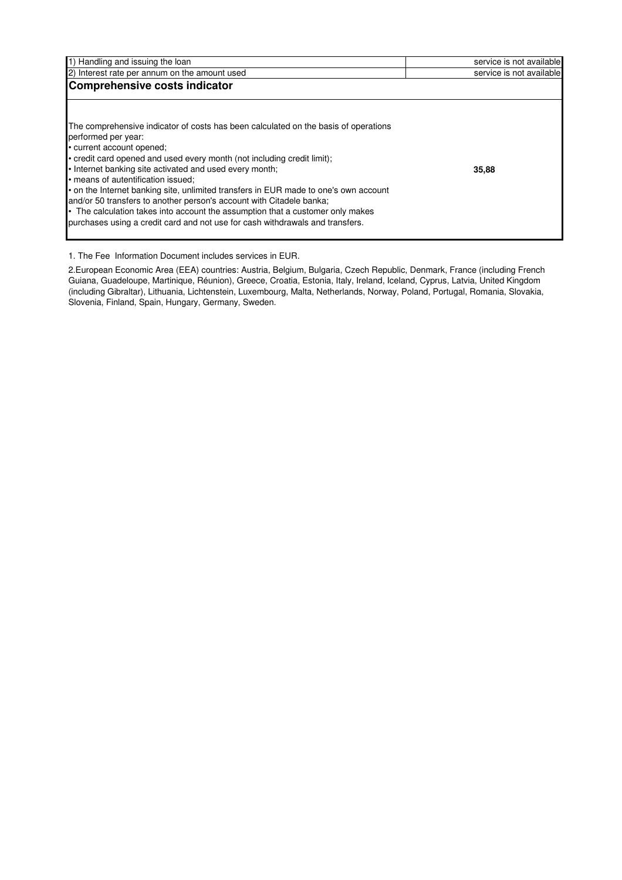| | |
|---|---|
| 1) Handling and issuing the loan | service is not available |
| 2) Interest rate per annum on the amount used | service is not available |

## Comprehensive costs indicator

| | |
|---|---|
| The comprehensive indicator of costs has been calculated on the basis of operations performed per year:<br>• current account opened;<br>• credit card opened and used every month (not including credit limit);<br>• Internet banking site activated and used every month;<br>• means of autentification issued;<br>• on the Internet banking site, unlimited transfers in EUR made to one's own account and/or 50 transfers to another person's account with Citadele banka;<br>• The calculation takes into account the assumption that a customer only makes purchases using a credit card and not use for cash withdrawals and transfers. | **35,88** |

1. The Fee Information Document includes services in EUR.

2.European Economic Area (EEA) countries: Austria, Belgium, Bulgaria, Czech Republic, Denmark, France (including French Guiana, Guadeloupe, Martinique, Réunion), Greece, Croatia, Estonia, Italy, Ireland, Iceland, Cyprus, Latvia, United Kingdom (including Gibraltar), Lithuania, Lichtenstein, Luxembourg, Malta, Netherlands, Norway, Poland, Portugal, Romania, Slovakia, Slovenia, Finland, Spain, Hungary, Germany, Sweden.